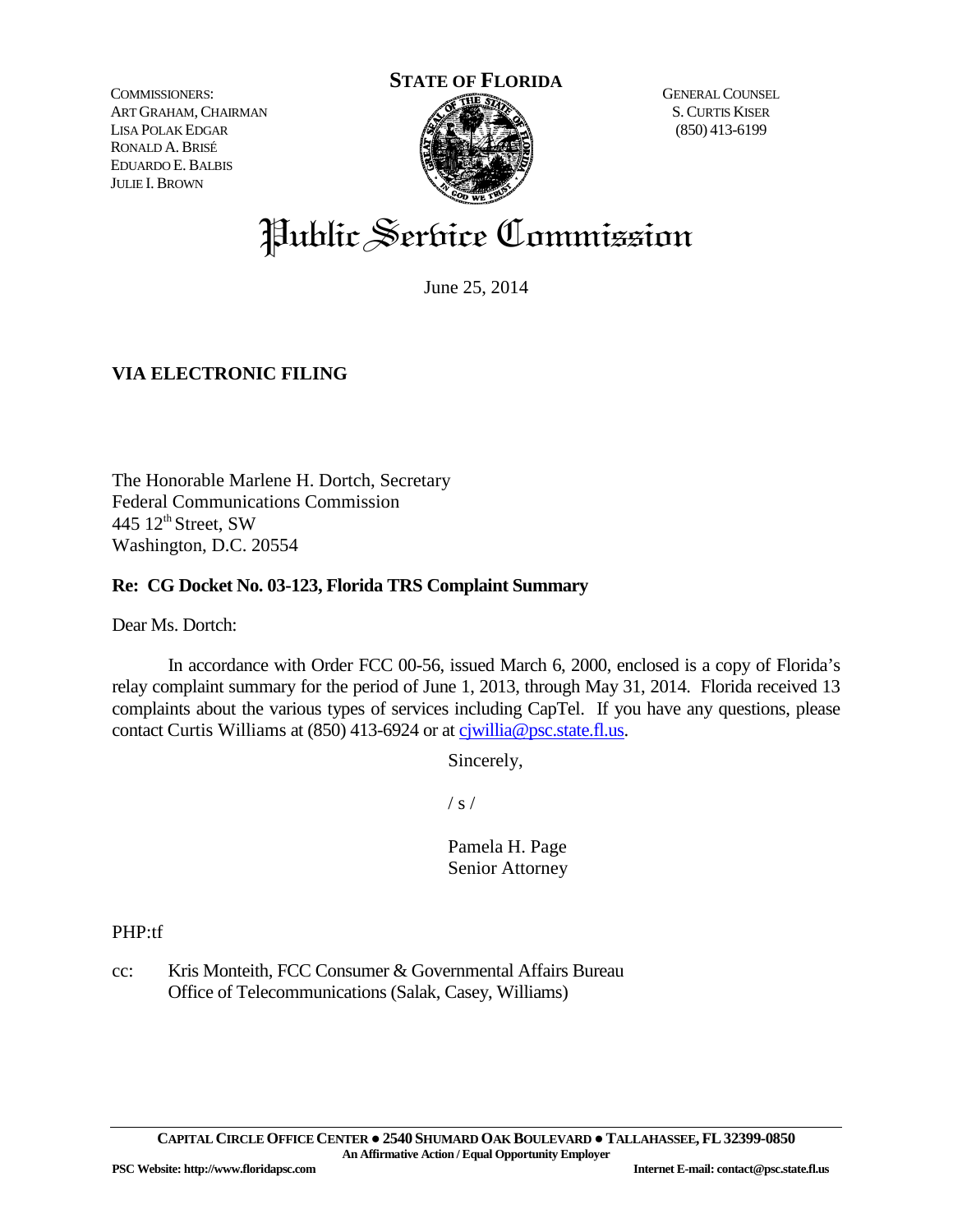COMMISSIONERS:
ART GRAHAM, CHAIRMAN
LISA POLAK EDGAR
RONALD A. BRISÉ
EDUARDO E. BALBIS
JULIE I. BROWN

**STATE OF FLORIDA**

GENERAL COUNSEL
S. CURTIS KISER
(850) 413-6199

# Public Service Commission

June 25, 2014

**VIA ELECTRONIC FILING**

The Honorable Marlene H. Dortch, Secretary
Federal Communications Commission
445 12th Street, SW
Washington, D.C. 20554

**Re: CG Docket No. 03-123, Florida TRS Complaint Summary**

Dear Ms. Dortch:

In accordance with Order FCC 00-56, issued March 6, 2000, enclosed is a copy of Florida's relay complaint summary for the period of June 1, 2013, through May 31, 2014. Florida received 13 complaints about the various types of services including CapTel. If you have any questions, please contact Curtis Williams at (850) 413-6924 or at cjwillia@psc.state.fl.us.

Sincerely,

/ s /

Pamela H. Page
Senior Attorney

PHP:tf

cc: Kris Monteith, FCC Consumer & Governmental Affairs Bureau
Office of Telecommunications (Salak, Casey, Williams)

**CAPITAL CIRCLE OFFICE CENTER ● 2540 SHUMARD OAK BOULEVARD ● TALLAHASSEE, FL 32399-0850**
**An Affirmative Action / Equal Opportunity Employer**
**PSC Website: http://www.floridapsc.com** **Internet E-mail: contact@psc.state.fl.us**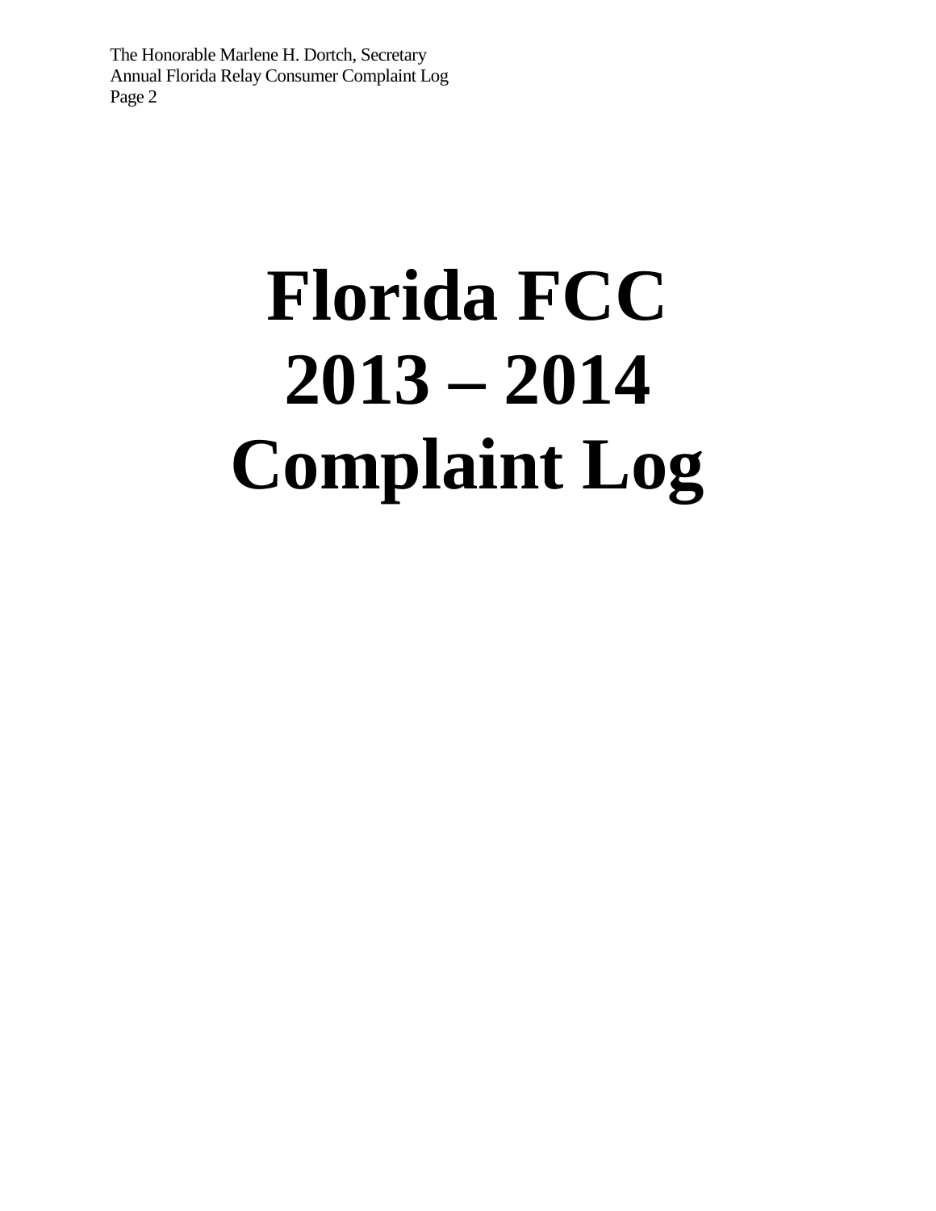# Florida FCC 2013 – 2014 Complaint Log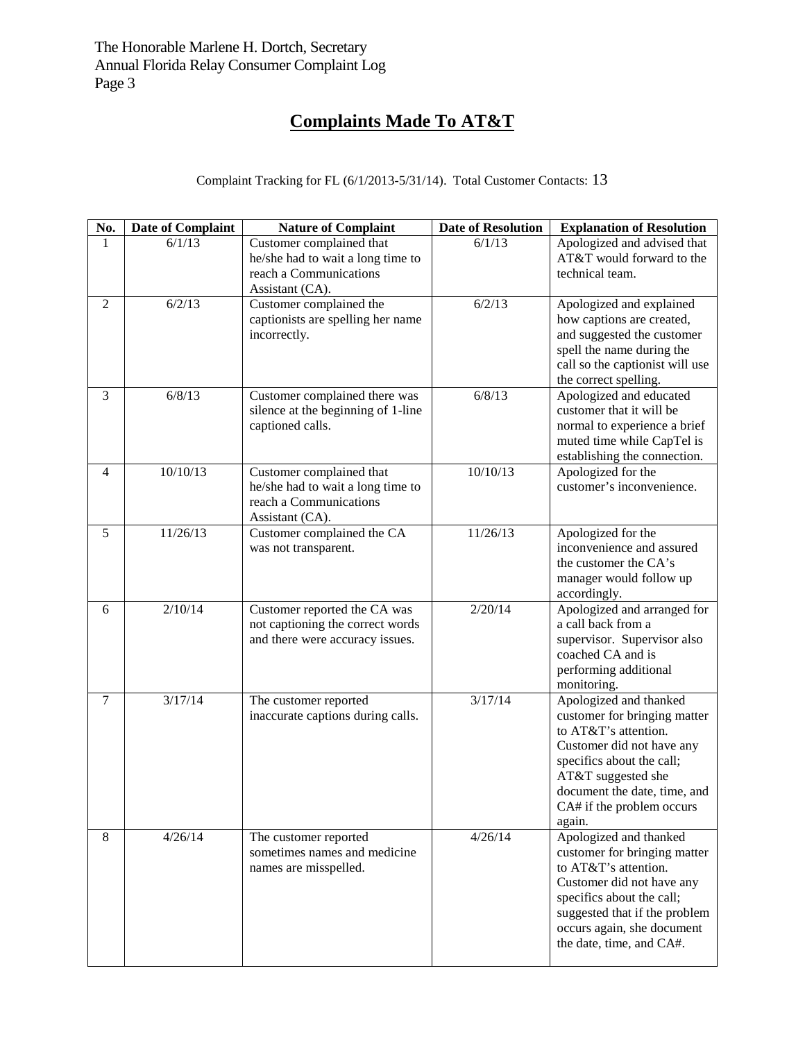## Complaints Made To AT&T

Complaint Tracking for FL (6/1/2013-5/31/14). Total Customer Contacts: 13

| No. | Date of Complaint | Nature of Complaint | Date of Resolution | Explanation of Resolution |
|---|---|---|---|---|
| 1 | 6/1/13 | Customer complained that he/she had to wait a long time to reach a Communications Assistant (CA). | 6/1/13 | Apologized and advised that AT&T would forward to the technical team. |
| 2 | 6/2/13 | Customer complained the captionists are spelling her name incorrectly. | 6/2/13 | Apologized and explained how captions are created, and suggested the customer spell the name during the call so the captionist will use the correct spelling. |
| 3 | 6/8/13 | Customer complained there was silence at the beginning of 1-line captioned calls. | 6/8/13 | Apologized and educated customer that it will be normal to experience a brief muted time while CapTel is establishing the connection. |
| 4 | 10/10/13 | Customer complained that he/she had to wait a long time to reach a Communications Assistant (CA). | 10/10/13 | Apologized for the customer's inconvenience. |
| 5 | 11/26/13 | Customer complained the CA was not transparent. | 11/26/13 | Apologized for the inconvenience and assured the customer the CA's manager would follow up accordingly. |
| 6 | 2/10/14 | Customer reported the CA was not captioning the correct words and there were accuracy issues. | 2/20/14 | Apologized and arranged for a call back from a supervisor. Supervisor also coached CA and is performing additional monitoring. |
| 7 | 3/17/14 | The customer reported inaccurate captions during calls. | 3/17/14 | Apologized and thanked customer for bringing matter to AT&T's attention. Customer did not have any specifics about the call; AT&T suggested she document the date, time, and CA# if the problem occurs again. |
| 8 | 4/26/14 | The customer reported sometimes names and medicine names are misspelled. | 4/26/14 | Apologized and thanked customer for bringing matter to AT&T's attention. Customer did not have any specifics about the call; suggested that if the problem occurs again, she document the date, time, and CA#. |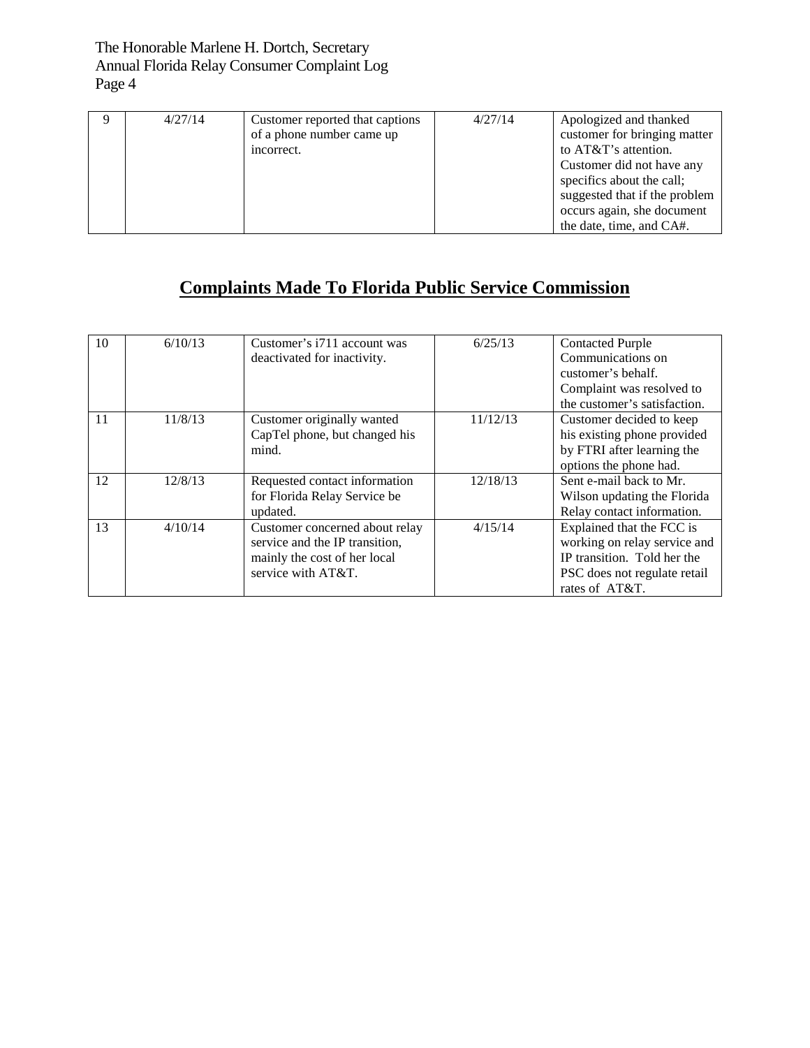| | | | | |
|---|---|---|---|---|
| 9 | 4/27/14 | Customer reported that captions of a phone number came up incorrect. | 4/27/14 | Apologized and thanked customer for bringing matter to AT&T's attention. Customer did not have any specifics about the call; suggested that if the problem occurs again, she document the date, time, and CA#. |

## Complaints Made To Florida Public Service Commission

| | | | | |
|---|---|---|---|---|
| 10 | 6/10/13 | Customer's i711 account was deactivated for inactivity. | 6/25/13 | Contacted Purple Communications on customer's behalf. Complaint was resolved to the customer's satisfaction. |
| 11 | 11/8/13 | Customer originally wanted CapTel phone, but changed his mind. | 11/12/13 | Customer decided to keep his existing phone provided by FTRI after learning the options the phone had. |
| 12 | 12/8/13 | Requested contact information for Florida Relay Service be updated. | 12/18/13 | Sent e-mail back to Mr. Wilson updating the Florida Relay contact information. |
| 13 | 4/10/14 | Customer concerned about relay service and the IP transition, mainly the cost of her local service with AT&T. | 4/15/14 | Explained that the FCC is working on relay service and IP transition. Told her the PSC does not regulate retail rates of AT&T. |